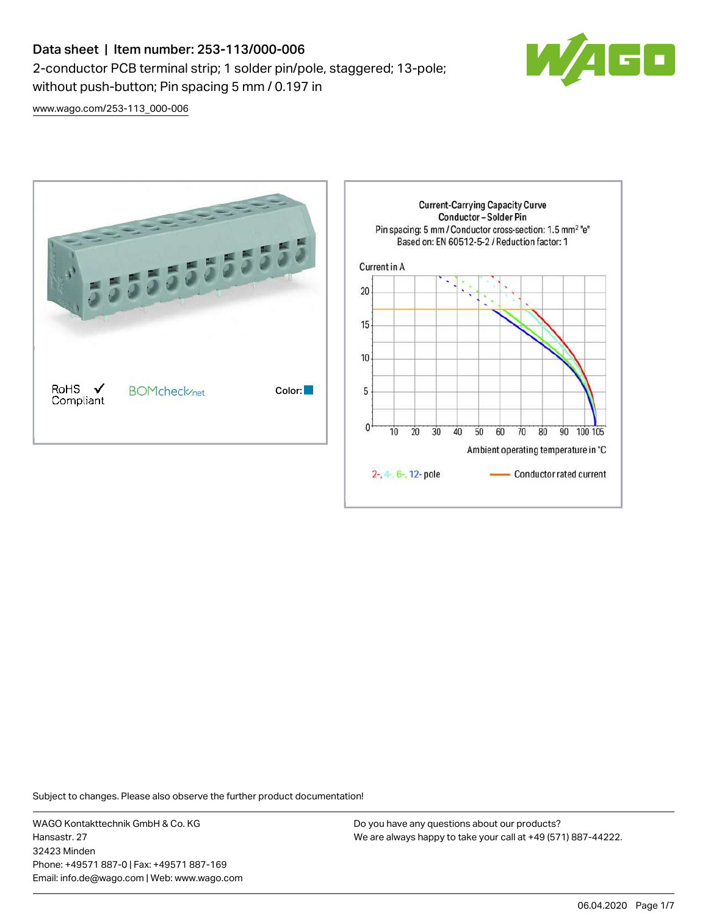# Data sheet | Item number: 253-113/000-006

2-conductor PCB terminal strip; 1 solder pin/pole, staggered; 13-pole; without push-button; Pin spacing 5 mm / 0.197 in

www.wago.com/253-113_000-006

RoHS ✓ Compliant

BOMcheck.net

Color:

Current-Carrying Capacity Curve
Conductor – Solder Pin
Pin spacing: 5 mm / Conductor cross-section: 1.5 mm² "e"
Based on: EN 60512-5-2 / Reduction factor: 1

Current in A

Ambient operating temperature in °C

2-, 4-, 6-, 12- pole

Conductor rated current

Subject to changes. Please also observe the further product documentation!

WAGO Kontakttechnik GmbH & Co. KG
Hansastr. 27
32423 Minden
Phone: +49571 887-0 | Fax: +49571 887-169
Email: info.de@wago.com | Web: www.wago.com

Do you have any questions about our products?
We are always happy to take your call at +49 (571) 887-44222.

06.04.2020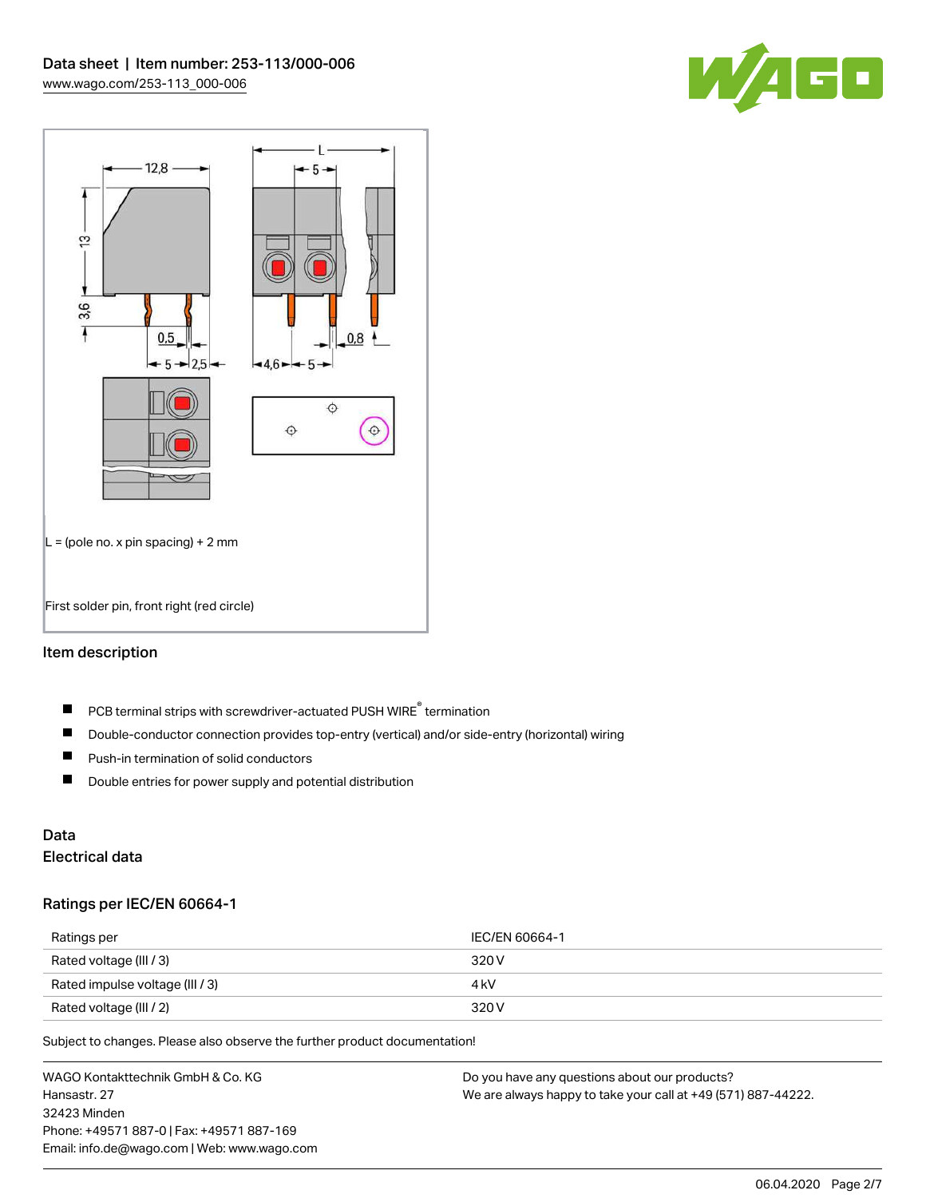L = (pole no. x pin spacing) + 2 mm

First solder pin, front right (red circle)

## Item description

- PCB terminal strips with screwdriver-actuated PUSH WIRE® termination
- Double-conductor connection provides top-entry (vertical) and/or side-entry (horizontal) wiring
- Push-in termination of solid conductors
- Double entries for power supply and potential distribution

## Data

### Electrical data

### Ratings per IEC/EN 60664-1

| Ratings per | IEC/EN 60664-1 |
|---|---|
| Rated voltage (III / 3) | 320 V |
| Rated impulse voltage (III / 3) | 4 kV |
| Rated voltage (III / 2) | 320 V |

Subject to changes. Please also observe the further product documentation!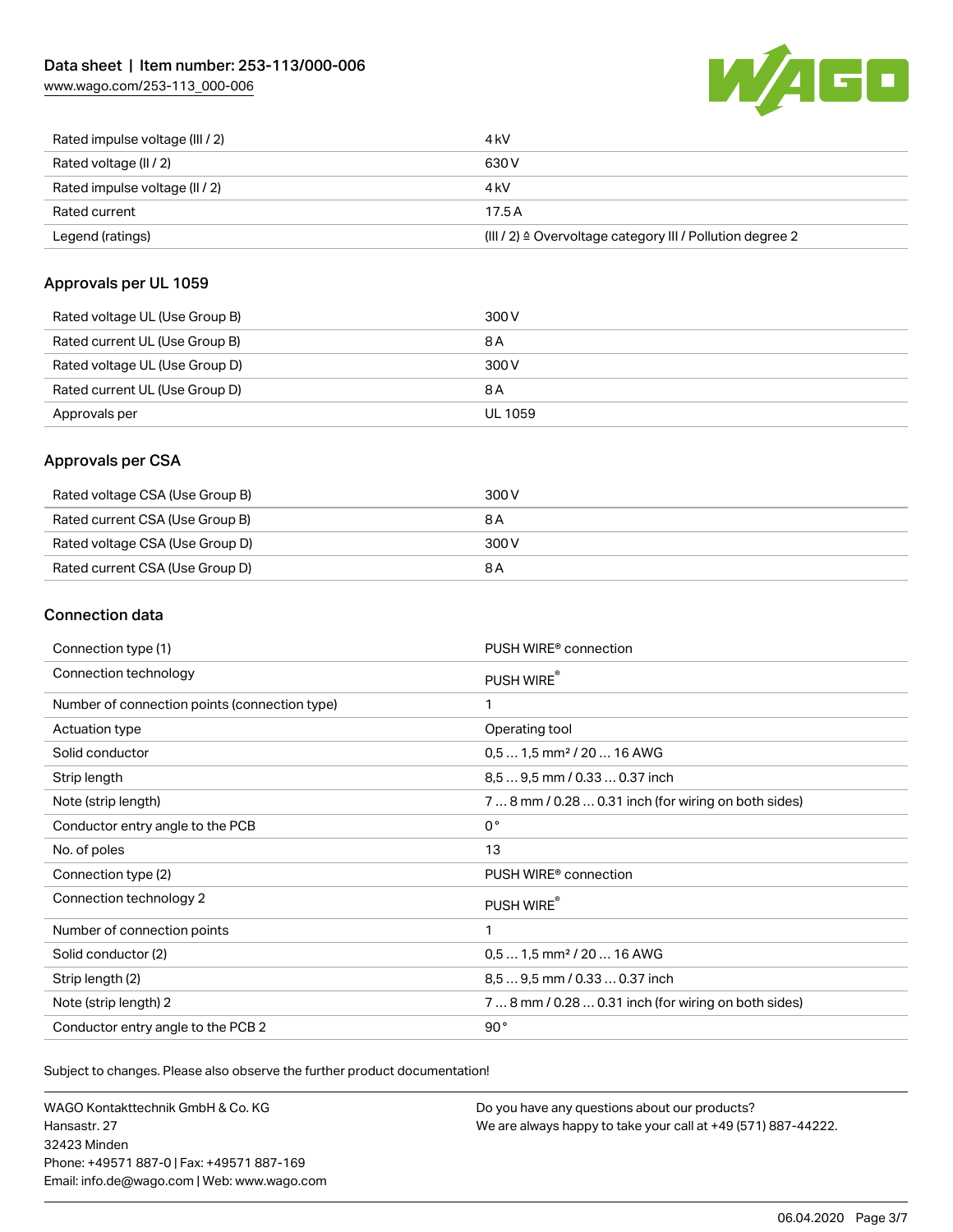| | |
|---|---|
| Rated impulse voltage (III / 2) | 4 kV |
| Rated voltage (II / 2) | 630 V |
| Rated impulse voltage (II / 2) | 4 kV |
| Rated current | 17.5 A |
| Legend (ratings) | (III / 2) ≙ Overvoltage category III / Pollution degree 2 |

## Approvals per UL 1059

| | |
|---|---|
| Rated voltage UL (Use Group B) | 300 V |
| Rated current UL (Use Group B) | 8 A |
| Rated voltage UL (Use Group D) | 300 V |
| Rated current UL (Use Group D) | 8 A |
| Approvals per | UL 1059 |

## Approvals per CSA

| | |
|---|---|
| Rated voltage CSA (Use Group B) | 300 V |
| Rated current CSA (Use Group B) | 8 A |
| Rated voltage CSA (Use Group D) | 300 V |
| Rated current CSA (Use Group D) | 8 A |

## Connection data

| | |
|---|---|
| Connection type (1) | PUSH WIRE® connection |
| Connection technology | PUSH WIRE® |
| Number of connection points (connection type) | 1 |
| Actuation type | Operating tool |
| Solid conductor | 0,5 … 1,5 mm² / 20 … 16 AWG |
| Strip length | 8,5 … 9,5 mm / 0.33 … 0.37 inch |
| Note (strip length) | 7 … 8 mm / 0.28 … 0.31 inch (for wiring on both sides) |
| Conductor entry angle to the PCB | 0 ° |
| No. of poles | 13 |
| Connection type (2) | PUSH WIRE® connection |
| Connection technology 2 | PUSH WIRE® |
| Number of connection points | 1 |
| Solid conductor (2) | 0,5 … 1,5 mm² / 20 … 16 AWG |
| Strip length (2) | 8,5 … 9,5 mm / 0.33 … 0.37 inch |
| Note (strip length) 2 | 7 … 8 mm / 0.28 … 0.31 inch (for wiring on both sides) |
| Conductor entry angle to the PCB 2 | 90 ° |

Subject to changes. Please also observe the further product documentation!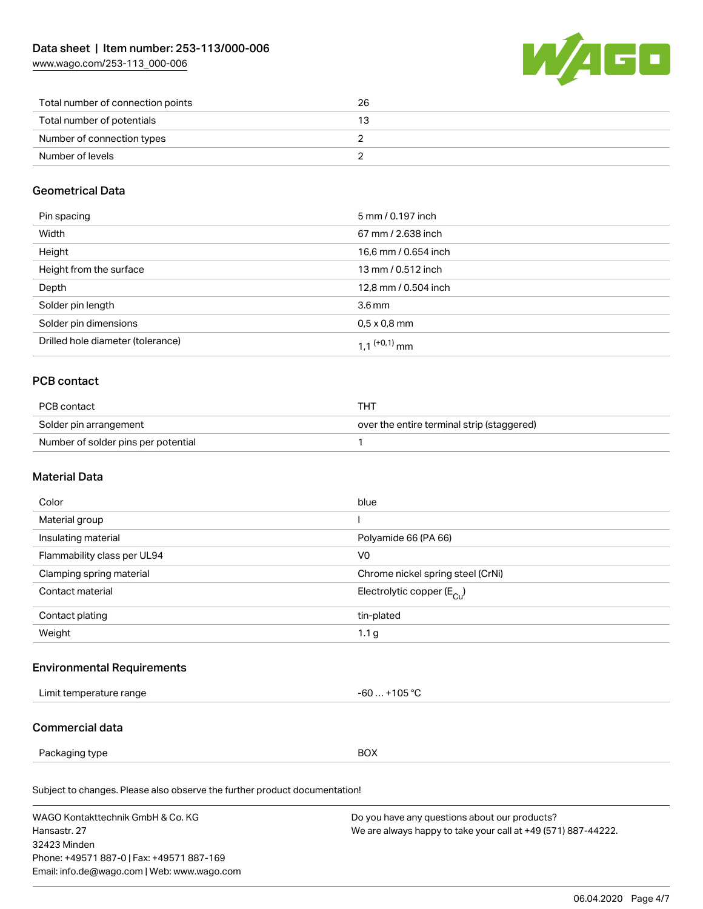| Total number of connection points | 26 |
| --- | --- |
| Total number of potentials | 13 |
| Number of connection types | 2 |
| Number of levels | 2 |

## Geometrical Data

| Pin spacing | 5 mm / 0.197 inch |
| --- | --- |
| Width | 67 mm / 2.638 inch |
| Height | 16,6 mm / 0.654 inch |
| Height from the surface | 13 mm / 0.512 inch |
| Depth | 12,8 mm / 0.504 inch |
| Solder pin length | 3.6 mm |
| Solder pin dimensions | 0,5 x 0,8 mm |
| Drilled hole diameter (tolerance) | 1,1 $^{(+0,1)}$ mm |

## PCB contact

| PCB contact | THT |
| --- | --- |
| Solder pin arrangement | over the entire terminal strip (staggered) |
| Number of solder pins per potential | 1 |

## Material Data

| Color | blue |
| --- | --- |
| Material group | I |
| Insulating material | Polyamide 66 (PA 66) |
| Flammability class per UL94 | V0 |
| Clamping spring material | Chrome nickel spring steel (CrNi) |
| Contact material | Electrolytic copper ($E_{Cu}$) |
| Contact plating | tin-plated |
| Weight | 1.1 g |

## Environmental Requirements

| Limit temperature range | -60 … +105 °C |
| --- | --- |

## Commercial data

| Packaging type | BOX |
| --- | --- |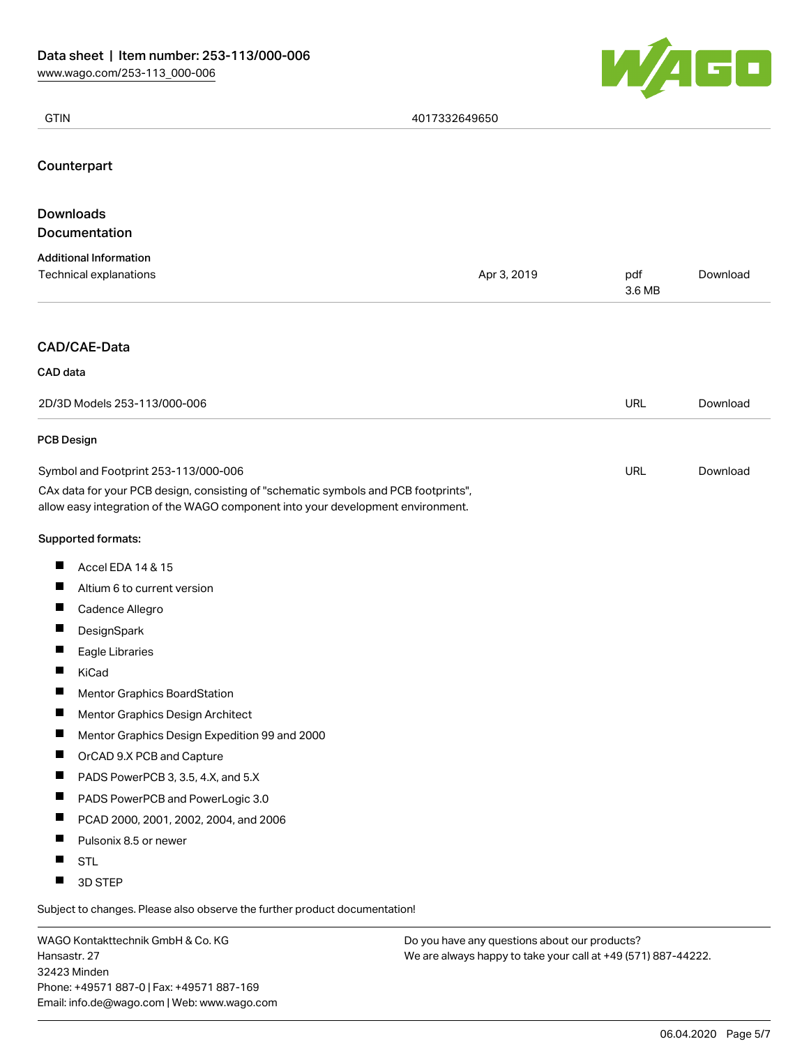| GTIN | 4017332649650 |
| --- | --- |

## Counterpart

## Downloads

### Documentation

#### Additional Information

| Technical explanations | Apr 3, 2019 | pdf 3.6 MB | Download |
| --- | --- | --- | --- |

## CAD/CAE-Data

#### CAD data

| 2D/3D Models 253-113/000-006 | URL | Download |
| --- | --- | --- |

#### PCB Design

| Symbol and Footprint 253-113/000-006 | URL | Download |
| --- | --- | --- |

CAx data for your PCB design, consisting of "schematic symbols and PCB footprints", allow easy integration of the WAGO component into your development environment.

Supported formats:

- Accel EDA 14 & 15
- Altium 6 to current version
- Cadence Allegro
- DesignSpark
- Eagle Libraries
- KiCad
- Mentor Graphics BoardStation
- Mentor Graphics Design Architect
- Mentor Graphics Design Expedition 99 and 2000
- OrCAD 9.X PCB and Capture
- PADS PowerPCB 3, 3.5, 4.X, and 5.X
- PADS PowerPCB and PowerLogic 3.0
- PCAD 2000, 2001, 2002, 2004, and 2006
- Pulsonix 8.5 or newer
- STL
- 3D STEP

Subject to changes. Please also observe the further product documentation!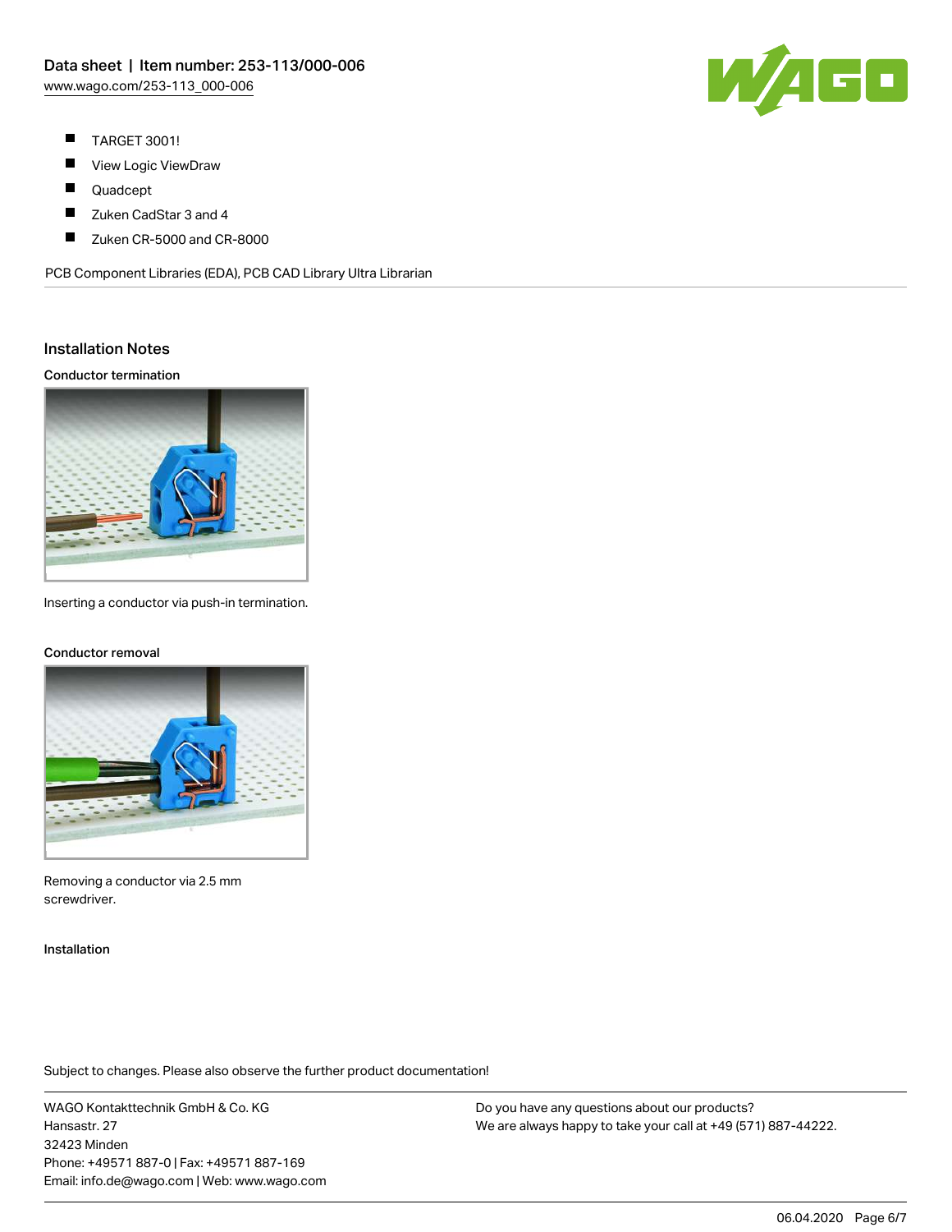- TARGET 3001!
- View Logic ViewDraw
- Quadcept
- Zuken CadStar 3 and 4
- Zuken CR-5000 and CR-8000

PCB Component Libraries (EDA), PCB CAD Library Ultra Librarian

## Installation Notes

### Conductor termination

Inserting a conductor via push-in termination.

### Conductor removal

Removing a conductor via 2.5 mm screwdriver.

### Installation

Subject to changes. Please also observe the further product documentation!

WAGO Kontakttechnik GmbH & Co. KG
Hansastr. 27
32423 Minden
Phone: +49571 887-0 | Fax: +49571 887-169
Email: info.de@wago.com | Web: www.wago.com

Do you have any questions about our products?
We are always happy to take your call at +49 (571) 887-44222.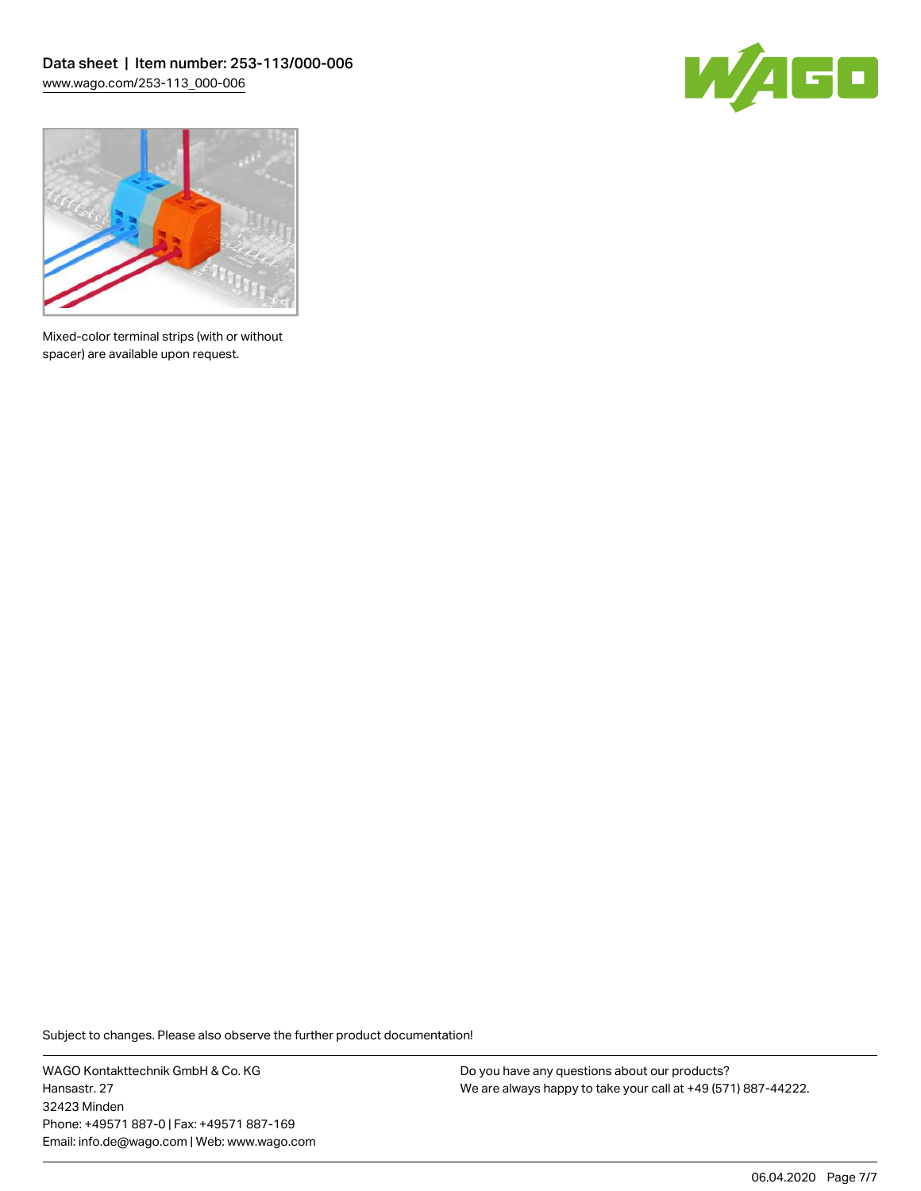Mixed-color terminal strips (with or without spacer) are available upon request.

Subject to changes. Please also observe the further product documentation!

WAGO Kontakttechnik GmbH & Co. KG
Hansastr. 27
32423 Minden
Phone: +49571 887-0 | Fax: +49571 887-169
Email: info.de@wago.com | Web: www.wago.com

Do you have any questions about our products?
We are always happy to take your call at +49 (571) 887-44222.